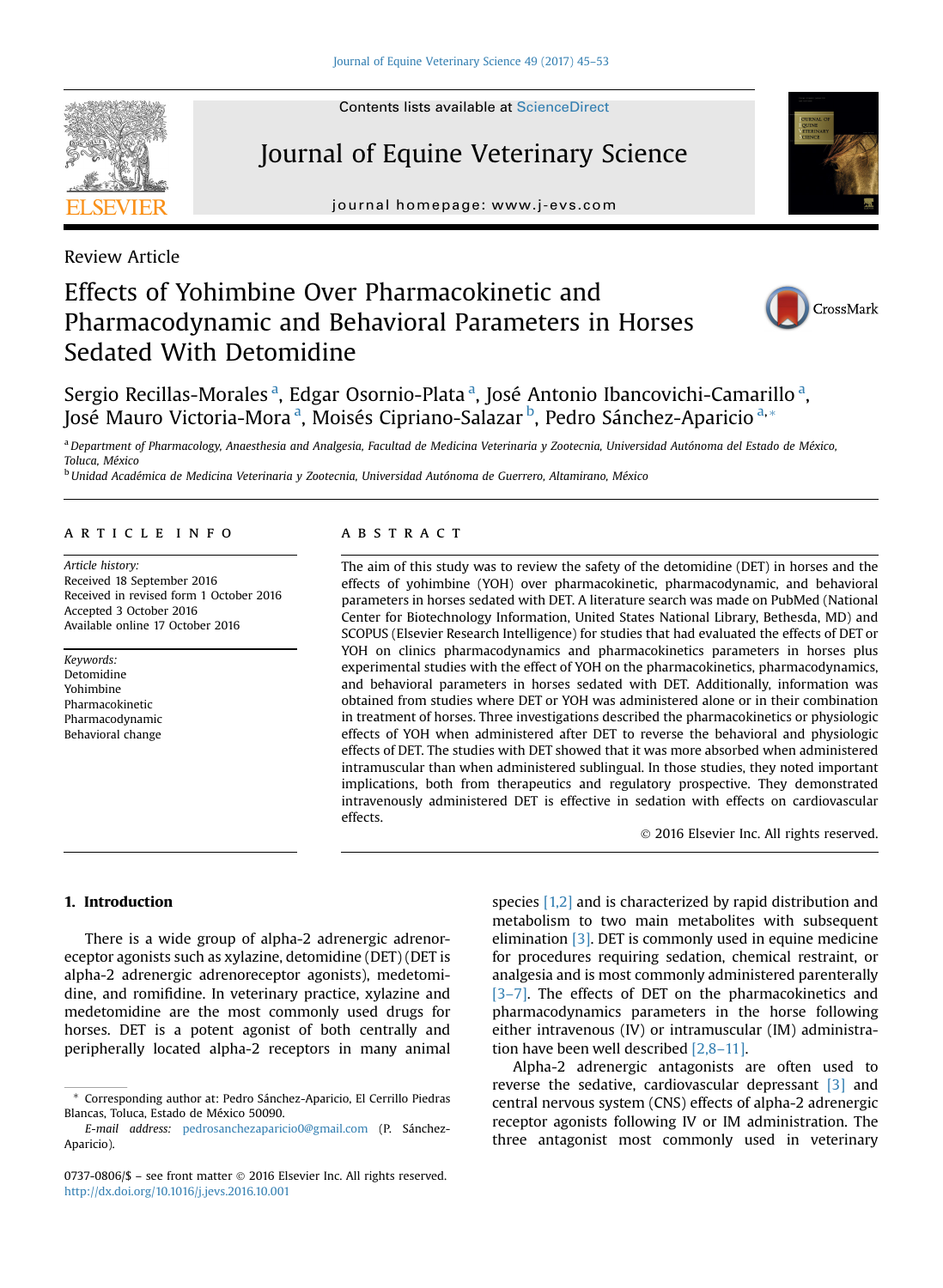Review Article

# Effects of Yohimbine Over Pharmacokinetic and Pharmacodynamic and Behavioral Parameters in Horses Sedated With Detomidine

Sergio Recillas-Morales [a], Edgar Osornio-Plata [a], José Antonio Ibancovichi-Camarillo [a], José Mauro Victoria-Mora [a], Moisés Cipriano-Salazar [b], Pedro Sánchez-Aparicio [a,*]

[a] Department of Pharmacology, Anaesthesia and Analgesia, Facultad de Medicina Veterinaria y Zootecnia, Universidad Autónoma del Estado de México, Toluca, México

[b] Unidad Académica de Medicina Veterinaria y Zootecnia, Universidad Autónoma de Guerrero, Altamirano, México

## ARTICLE INFO

*Article history:*
Received 18 September 2016
Received in revised form 1 October 2016
Accepted 3 October 2016
Available online 17 October 2016

*Keywords:*
Detomidine
Yohimbine
Pharmacokinetic
Pharmacodynamic
Behavioral change

## ABSTRACT

The aim of this study was to review the safety of the detomidine (DET) in horses and the effects of yohimbine (YOH) over pharmacokinetic, pharmacodynamic, and behavioral parameters in horses sedated with DET. A literature search was made on PubMed (National Center for Biotechnology Information, United States National Library, Bethesda, MD) and SCOPUS (Elsevier Research Intelligence) for studies that had evaluated the effects of DET or YOH on clinics pharmacodynamics and pharmacokinetics parameters in horses plus experimental studies with the effect of YOH on the pharmacokinetics, pharmacodynamics, and behavioral parameters in horses sedated with DET. Additionally, information was obtained from studies where DET or YOH was administered alone or in their combination in treatment of horses. Three investigations described the pharmacokinetics or physiologic effects of YOH when administered after DET to reverse the behavioral and physiologic effects of DET. The studies with DET showed that it was more absorbed when administered intramuscular than when administered sublingual. In those studies, they noted important implications, both from therapeutics and regulatory prospective. They demonstrated intravenously administered DET is effective in sedation with effects on cardiovascular effects.

© 2016 Elsevier Inc. All rights reserved.

## 1. Introduction

There is a wide group of alpha-2 adrenergic adrenoreceptor agonists such as xylazine, detomidine (DET) (DET is alpha-2 adrenergic adrenoreceptor agonists), medetomidine, and romifidine. In veterinary practice, xylazine and medetomidine are the most commonly used drugs for horses. DET is a potent agonist of both centrally and peripherally located alpha-2 receptors in many animal species [1,2] and is characterized by rapid distribution and metabolism to two main metabolites with subsequent elimination [3]. DET is commonly used in equine medicine for procedures requiring sedation, chemical restraint, or analgesia and is most commonly administered parenterally [3–7]. The effects of DET on the pharmacokinetics and pharmacodynamics parameters in the horse following either intravenous (IV) or intramuscular (IM) administration have been well described [2,8–11].

Alpha-2 adrenergic antagonists are often used to reverse the sedative, cardiovascular depressant [3] and central nervous system (CNS) effects of alpha-2 adrenergic receptor agonists following IV or IM administration. The three antagonist most commonly used in veterinary

* Corresponding author at: Pedro Sánchez-Aparicio, El Cerrillo Piedras Blancas, Toluca, Estado de México 50090.
*E-mail address:* pedrosanchezaparicio0@gmail.com (P. Sánchez-Aparicio).

0737-0806/$ – see front matter © 2016 Elsevier Inc. All rights reserved.
http://dx.doi.org/10.1016/j.jevs.2016.10.001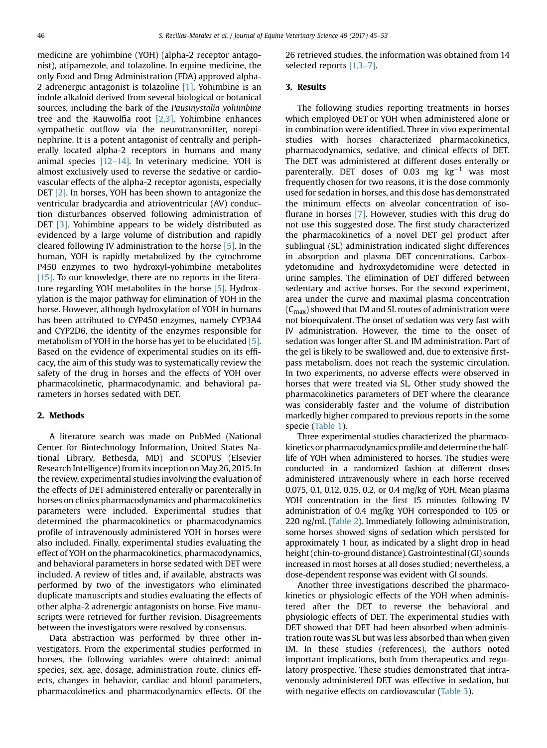medicine are yohimbine (YOH) (alpha-2 receptor antagonist), atipamezole, and tolazoline. In equine medicine, the only Food and Drug Administration (FDA) approved alpha-2 adrenergic antagonist is tolazoline [1]. Yohimbine is an indole alkaloid derived from several biological or botanical sources, including the bark of the *Pausinystalia yohimbine* tree and the Rauwolfia root [2,3]. Yohimbine enhances sympathetic outflow via the neurotransmitter, norepinephrine. It is a potent antagonist of centrally and peripherally located alpha-2 receptors in humans and many animal species [12–14]. In veterinary medicine, YOH is almost exclusively used to reverse the sedative or cardiovascular effects of the alpha-2 receptor agonists, especially DET [2]. In horses, YOH has been shown to antagonize the ventricular bradycardia and atrioventricular (AV) conduction disturbances observed following administration of DET [3]. Yohimbine appears to be widely distributed as evidenced by a large volume of distribution and rapidly cleared following IV administration to the horse [5]. In the human, YOH is rapidly metabolized by the cytochrome P450 enzymes to two hydroxyl-yohimbine metabolites [15]. To our knowledge, there are no reports in the literature regarding YOH metabolites in the horse [5]. Hydroxylation is the major pathway for elimination of YOH in the horse. However, although hydroxylation of YOH in humans has been attributed to CYP450 enzymes, namely CYP3A4 and CYP2D6, the identity of the enzymes responsible for metabolism of YOH in the horse has yet to be elucidated [5]. Based on the evidence of experimental studies on its efficacy, the aim of this study was to systematically review the safety of the drug in horses and the effects of YOH over pharmacokinetic, pharmacodynamic, and behavioral parameters in horses sedated with DET.

## 2. Methods

A literature search was made on PubMed (National Center for Biotechnology Information, United States National Library, Bethesda, MD) and SCOPUS (Elsevier Research Intelligence) from its inception on May 26, 2015. In the review, experimental studies involving the evaluation of the effects of DET administered enterally or parenterally in horses on clinics pharmacodynamics and pharmacokinetics parameters were included. Experimental studies that determined the pharmacokinetics or pharmacodynamics profile of intravenously administered YOH in horses were also included. Finally, experimental studies evaluating the effect of YOH on the pharmacokinetics, pharmacodynamics, and behavioral parameters in horse sedated with DET were included. A review of titles and, if available, abstracts was performed by two of the investigators who eliminated duplicate manuscripts and studies evaluating the effects of other alpha-2 adrenergic antagonists on horse. Five manuscripts were retrieved for further revision. Disagreements between the investigators were resolved by consensus.

Data abstraction was performed by three other investigators. From the experimental studies performed in horses, the following variables were obtained: animal species, sex, age, dosage, administration route, clinics effects, changes in behavior, cardiac and blood parameters, pharmacokinetics and pharmacodynamics effects. Of the 26 retrieved studies, the information was obtained from 14 selected reports [1,3–7].

## 3. Results

The following studies reporting treatments in horses which employed DET or YOH when administered alone or in combination were identified. Three in vivo experimental studies with horses characterized pharmacokinetics, pharmacodynamics, sedative, and clinical effects of DET. The DET was administered at different doses enterally or parenterally. DET doses of 0.03 mg $kg^{-1}$ was most frequently chosen for two reasons, it is the dose commonly used for sedation in horses, and this dose has demonstrated the minimum effects on alveolar concentration of isoflurane in horses [7]. However, studies with this drug do not use this suggested dose. The first study characterized the pharmacokinetics of a novel DET gel product after sublingual (SL) administration indicated slight differences in absorption and plasma DET concentrations. Carboxydetomidine and hydroxydetomidine were detected in urine samples. The elimination of DET differed between sedentary and active horses. For the second experiment, area under the curve and maximal plasma concentration ($C_{max}$) showed that IM and SL routes of administration were not bioequivalent. The onset of sedation was very fast with IV administration. However, the time to the onset of sedation was longer after SL and IM administration. Part of the gel is likely to be swallowed and, due to extensive first-pass metabolism, does not reach the systemic circulation. In two experiments, no adverse effects were observed in horses that were treated via SL. Other study showed the pharmacokinetics parameters of DET where the clearance was considerably faster and the volume of distribution markedly higher compared to previous reports in the some specie (Table 1).

Three experimental studies characterized the pharmacokinetics or pharmacodynamics profile and determine the half-life of YOH when administered to horses. The studies were conducted in a randomized fashion at different doses administered intravenously where in each horse received 0.075, 0.1, 0.12, 0.15, 0.2, or 0.4 mg/kg of YOH. Mean plasma YOH concentration in the first 15 minutes following IV administration of 0.4 mg/kg YOH corresponded to 105 or 220 ng/mL (Table 2). Immediately following administration, some horses showed signs of sedation which persisted for approximately 1 hour, as indicated by a slight drop in head height (chin-to-ground distance). Gastrointestinal (GI) sounds increased in most horses at all doses studied; nevertheless, a dose-dependent response was evident with GI sounds.

Another three investigations described the pharmacokinetics or physiologic effects of the YOH when administered after the DET to reverse the behavioral and physiologic effects of DET. The experimental studies with DET showed that DET had been absorbed when administration route was SL but was less absorbed than when given IM. In these studies (references), the authors noted important implications, both from therapeutics and regulatory prospective. These studies demonstrated that intravenously administered DET was effective in sedation, but with negative effects on cardiovascular (Table 3).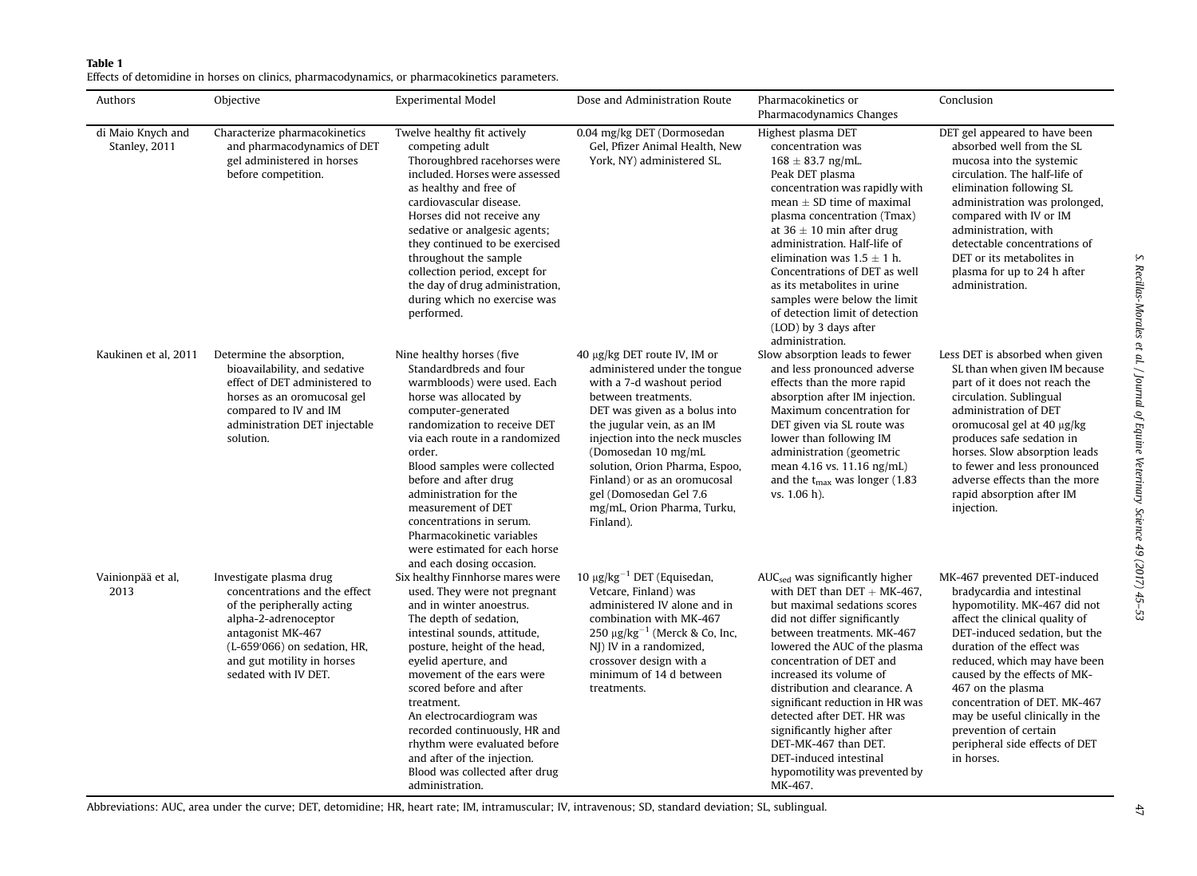**Table 1**
Effects of detomidine in horses on clinics, pharmacodynamics, or pharmacokinetics parameters.

| Authors | Objective | Experimental Model | Dose and Administration Route | Pharmacokinetics or Pharmacodynamics Changes | Conclusion |
|---|---|---|---|---|---|
| di Maio Knych and Stanley, 2011 | Characterize pharmacokinetics and pharmacodynamics of DET gel administered in horses before competition. | Twelve healthy fit actively competing adult Thoroughbred racehorses were included. Horses were assessed as healthy and free of cardiovascular disease. Horses did not receive any sedative or analgesic agents; they continued to be exercised throughout the sample collection period, except for the day of drug administration, during which no exercise was performed. | 0.04 mg/kg DET (Dormosedan Gel, Pfizer Animal Health, New York, NY) administered SL. | Highest plasma DET concentration was 168 ± 83.7 ng/mL. Peak DET plasma concentration was rapidly with mean ± SD time of maximal plasma concentration (Tmax) at 36 ± 10 min after drug administration. Half-life of elimination was 1.5 ± 1 h. Concentrations of DET as well as its metabolites in urine samples were below the limit of detection limit of detection (LOD) by 3 days after administration. | DET gel appeared to have been absorbed well from the SL mucosa into the systemic circulation. The half-life of elimination following SL administration was prolonged, compared with IV or IM administration, with detectable concentrations of DET or its metabolites in plasma for up to 24 h after administration. |
| Kaukinen et al, 2011 | Determine the absorption, bioavailability, and sedative effect of DET administered to horses as an oromucosal gel compared to IV and IM administration DET injectable solution. | Nine healthy horses (five Standardbreds and four warmbloods) were used. Each horse was allocated by computer-generated randomization to receive DET via each route in a randomized order. Blood samples were collected before and after drug administration for the measurement of DET concentrations in serum. Pharmacokinetic variables were estimated for each horse and each dosing occasion. | 40 µg/kg DET route IV, IM or administered under the tongue with a 7-d washout period between treatments. DET was given as a bolus into the jugular vein, as an IM injection into the neck muscles (Domosedan 10 mg/mL solution, Orion Pharma, Espoo, Finland) or as an oromucosal gel (Domosedan Gel 7.6 mg/mL, Orion Pharma, Turku, Finland). | Slow absorption leads to fewer and less pronounced adverse effects than the more rapid absorption after IM injection. Maximum concentration for DET given via SL route was lower than following IM administration (geometric mean 4.16 vs. 11.16 ng/mL) and the $t_{max}$ was longer (1.83 vs. 1.06 h). | Less DET is absorbed when given SL than when given IM because part of it does not reach the circulation. Sublingual administration of DET oromucosal gel at 40 µg/kg produces safe sedation in horses. Slow absorption leads to fewer and less pronounced adverse effects than the more rapid absorption after IM injection. |
| Vainionpää et al, 2013 | Investigate plasma drug concentrations and the effect of the peripherally acting alpha-2-adrenoceptor antagonist MK-467 (L-659′066) on sedation, HR, and gut motility in horses sedated with IV DET. | Six healthy Finnhorse mares were used. They were not pregnant and in winter anoestrus. The depth of sedation, intestinal sounds, attitude, posture, height of the head, eyelid aperture, and movement of the ears were scored before and after treatment. An electrocardiogram was recorded continuously, HR and rhythm were evaluated before and after of the injection. Blood was collected after drug administration. | 10 $\mu g/kg^{-1}$ DET (Equisedan, Vetcare, Finland) was administered IV alone and in combination with MK-467 250 $\mu g/kg^{-1}$ (Merck & Co, Inc, NJ) IV in a randomized, crossover design with a minimum of 14 d between treatments. | $AUC_{sed}$ was significantly higher with DET than DET + MK-467, but maximal sedations scores did not differ significantly between treatments. MK-467 lowered the AUC of the plasma concentration of DET and increased its volume of distribution and clearance. A significant reduction in HR was detected after DET. HR was significantly higher after DET-MK-467 than DET. DET-induced intestinal hypomotility was prevented by MK-467. | MK-467 prevented DET-induced bradycardia and intestinal hypomotility. MK-467 did not affect the clinical quality of DET-induced sedation, but the duration of the effect was reduced, which may have been caused by the effects of MK-467 on the plasma concentration of DET. MK-467 may be useful clinically in the prevention of certain peripheral side effects of DET in horses. |

Abbreviations: AUC, area under the curve; DET, detomidine; HR, heart rate; IM, intramuscular; IV, intravenous; SD, standard deviation; SL, sublingual.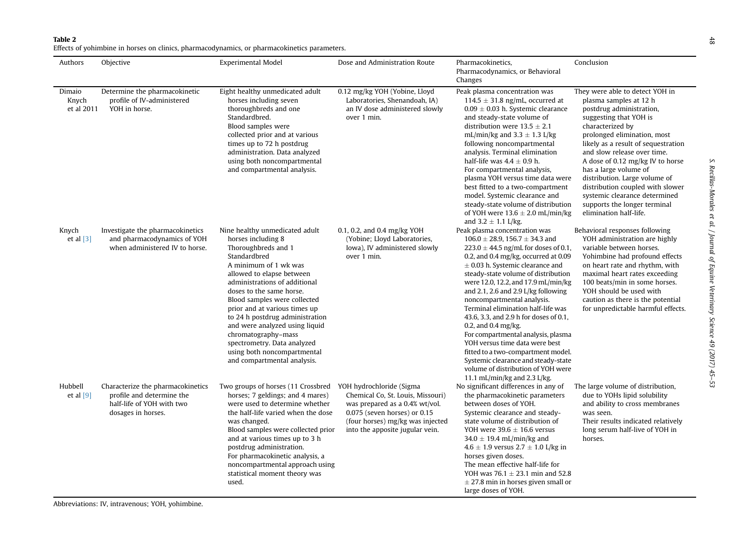**Table 2**
Effects of yohimbine in horses on clinics, pharmacodynamics, or pharmacokinetics parameters.

| Authors | Objective | Experimental Model | Dose and Administration Route | Pharmacokinetics, Pharmacodynamics, or Behavioral Changes | Conclusion |
|---|---|---|---|---|---|
| Dimaio Knych et al 2011 | Determine the pharmacokinetic profile of IV-administered YOH in horse. | Eight healthy unmedicated adult horses including seven thoroughbreds and one Standardbred. Blood samples were collected prior and at various times up to 72 h postdrug administration. Data analyzed using both noncompartmental and compartmental analysis. | 0.12 mg/kg YOH (Yobine, Lloyd Laboratories, Shenandoah, IA) an IV dose administered slowly over 1 min. | Peak plasma concentration was 114.5 ± 31.8 ng/mL, occurred at 0.09 ± 0.03 h. Systemic clearance and steady-state volume of distribution were 13.5 ± 2.1 mL/min/kg and 3.3 ± 1.3 L/kg following noncompartmental analysis. Terminal elimination half-life was 4.4 ± 0.9 h. For compartmental analysis, plasma YOH versus time data were best fitted to a two-compartment model. Systemic clearance and steady-state volume of distribution of YOH were 13.6 ± 2.0 mL/min/kg and 3.2 ± 1.1 L/kg. | They were able to detect YOH in plasma samples at 12 h postdrug administration, suggesting that YOH is characterized by prolonged elimination, most likely as a result of sequestration and slow release over time. A dose of 0.12 mg/kg IV to horse has a large volume of distribution. Large volume of distribution coupled with slower systemic clearance determined supports the longer terminal elimination half-life. |
| Knych et al [3] | Investigate the pharmacokinetics and pharmacodynamics of YOH when administered IV to horse. | Nine healthy unmedicated adult horses including 8 Thoroughbreds and 1 Standardbred A minimum of 1 wk was allowed to elapse between administrations of additional doses to the same horse. Blood samples were collected prior and at various times up to 24 h postdrug administration and were analyzed using liquid chromatography–mass spectrometry. Data analyzed using both noncompartmental and compartmental analysis. | 0.1, 0.2, and 0.4 mg/kg YOH (Yobine; Lloyd Laboratories, Iowa), IV administered slowly over 1 min. | Peak plasma concentration was 106.0 ± 28.9, 156.7 ± 34.3 and 223.0 ± 44.5 ng/mL for doses of 0.1, 0.2, and 0.4 mg/kg, occurred at 0.09 ± 0.03 h. Systemic clearance and steady-state volume of distribution were 12.0, 12.2, and 17.9 mL/min/kg and 2.1, 2.6 and 2.9 L/kg following noncompartmental analysis. Terminal elimination half-life was 43.6, 3.3, and 2.9 h for doses of 0.1, 0.2, and 0.4 mg/kg. For compartmental analysis, plasma YOH versus time data were best fitted to a two-compartment model. Systemic clearance and steady-state volume of distribution of YOH were 11.1 mL/min/kg and 2.3 L/kg. | Behavioral responses following YOH administration are highly variable between horses. Yohimbine had profound effects on heart rate and rhythm, with maximal heart rates exceeding 100 beats/min in some horses. YOH should be used with caution as there is the potential for unpredictable harmful effects. |
| Hubbell et al [9] | Characterize the pharmacokinetics profile and determine the half-life of YOH with two dosages in horses. | Two groups of horses (11 Crossbred horses; 7 geldings; and 4 mares) were used to determine whether the half-life varied when the dose was changed. Blood samples were collected prior and at various times up to 3 h postdrug administration. For pharmacokinetic analysis, a noncompartmental approach using statistical moment theory was used. | YOH hydrochloride (Sigma Chemical Co, St. Louis, Missouri) was prepared as a 0.4% wt/vol. 0.075 (seven horses) or 0.15 (four horses) mg/kg was injected into the apposite jugular vein. | No significant differences in any of the pharmacokinetic parameters between doses of YOH. Systemic clearance and steady-state volume of distribution of YOH were 39.6 ± 16.6 versus 34.0 ± 19.4 mL/min/kg and 4.6 ± 1.9 versus 2.7 ± 1.0 L/kg in horses given doses. The mean effective half-life for YOH was 76.1 ± 23.1 min and 52.8 ± 27.8 min in horses given small or large doses of YOH. | The large volume of distribution, due to YOHs lipid solubility and ability to cross membranes was seen. Their results indicated relatively long serum half-live of YOH in horses. |

Abbreviations: IV, intravenous; YOH, yohimbine.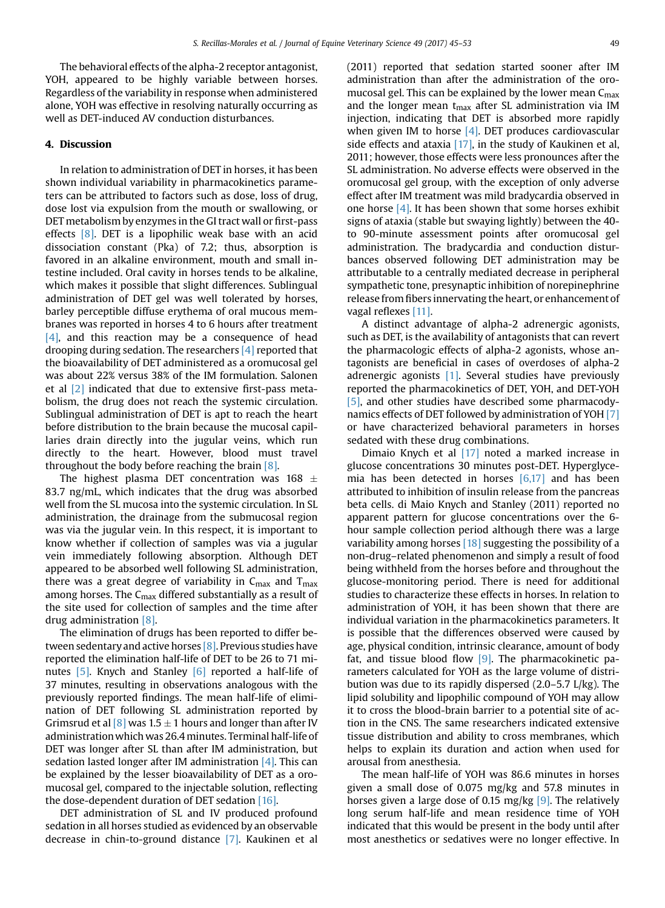The behavioral effects of the alpha-2 receptor antagonist, YOH, appeared to be highly variable between horses. Regardless of the variability in response when administered alone, YOH was effective in resolving naturally occurring as well as DET-induced AV conduction disturbances.

## 4. Discussion

In relation to administration of DET in horses, it has been shown individual variability in pharmacokinetics parameters can be attributed to factors such as dose, loss of drug, dose lost via expulsion from the mouth or swallowing, or DET metabolism by enzymes in the GI tract wall or first-pass effects [8]. DET is a lipophilic weak base with an acid dissociation constant (Pka) of 7.2; thus, absorption is favored in an alkaline environment, mouth and small intestine included. Oral cavity in horses tends to be alkaline, which makes it possible that slight differences. Sublingual administration of DET gel was well tolerated by horses, barley perceptible diffuse erythema of oral mucous membranes was reported in horses 4 to 6 hours after treatment [4], and this reaction may be a consequence of head drooping during sedation. The researchers [4] reported that the bioavailability of DET administered as a oromucosal gel was about 22% versus 38% of the IM formulation. Salonen et al [2] indicated that due to extensive first-pass metabolism, the drug does not reach the systemic circulation. Sublingual administration of DET is apt to reach the heart before distribution to the brain because the mucosal capillaries drain directly into the jugular veins, which run directly to the heart. However, blood must travel throughout the body before reaching the brain [8].

The highest plasma DET concentration was 168 $\pm$ 83.7 ng/mL, which indicates that the drug was absorbed well from the SL mucosa into the systemic circulation. In SL administration, the drainage from the submucosal region was via the jugular vein. In this respect, it is important to know whether if collection of samples was via a jugular vein immediately following absorption. Although DET appeared to be absorbed well following SL administration, there was a great degree of variability in $C_{max}$ and $T_{max}$ among horses. The $C_{max}$ differed substantially as a result of the site used for collection of samples and the time after drug administration [8].

The elimination of drugs has been reported to differ between sedentary and active horses [8]. Previous studies have reported the elimination half-life of DET to be 26 to 71 minutes [5]. Knych and Stanley [6] reported a half-life of 37 minutes, resulting in observations analogous with the previously reported findings. The mean half-life of elimination of DET following SL administration reported by Grimsrud et al [8] was 1.5 $\pm$ 1 hours and longer than after IV administration which was 26.4 minutes. Terminal half-life of DET was longer after SL than after IM administration, but sedation lasted longer after IM administration [4]. This can be explained by the lesser bioavailability of DET as a oromucosal gel, compared to the injectable solution, reflecting the dose-dependent duration of DET sedation [16].

DET administration of SL and IV produced profound sedation in all horses studied as evidenced by an observable decrease in chin-to-ground distance [7]. Kaukinen et al (2011) reported that sedation started sooner after IM administration than after the administration of the oromucosal gel. This can be explained by the lower mean $C_{max}$ and the longer mean $t_{max}$ after SL administration via IM injection, indicating that DET is absorbed more rapidly when given IM to horse [4]. DET produces cardiovascular side effects and ataxia [17], in the study of Kaukinen et al, 2011; however, those effects were less pronounces after the SL administration. No adverse effects were observed in the oromucosal gel group, with the exception of only adverse effect after IM treatment was mild bradycardia observed in one horse [4]. It has been shown that some horses exhibit signs of ataxia (stable but swaying lightly) between the 40- to 90-minute assessment points after oromucosal gel administration. The bradycardia and conduction disturbances observed following DET administration may be attributable to a centrally mediated decrease in peripheral sympathetic tone, presynaptic inhibition of norepinephrine release from fibers innervating the heart, or enhancement of vagal reflexes [11].

A distinct advantage of alpha-2 adrenergic agonists, such as DET, is the availability of antagonists that can revert the pharmacologic effects of alpha-2 agonists, whose antagonists are beneficial in cases of overdoses of alpha-2 adrenergic agonists [1]. Several studies have previously reported the pharmacokinetics of DET, YOH, and DET-YOH [5], and other studies have described some pharmacodynamics effects of DET followed by administration of YOH [7] or have characterized behavioral parameters in horses sedated with these drug combinations.

Dimaio Knych et al [17] noted a marked increase in glucose concentrations 30 minutes post-DET. Hyperglycemia has been detected in horses [6,17] and has been attributed to inhibition of insulin release from the pancreas beta cells. di Maio Knych and Stanley (2011) reported no apparent pattern for glucose concentrations over the 6-hour sample collection period although there was a large variability among horses [18] suggesting the possibility of a non-drug–related phenomenon and simply a result of food being withheld from the horses before and throughout the glucose-monitoring period. There is need for additional studies to characterize these effects in horses. In relation to administration of YOH, it has been shown that there are individual variation in the pharmacokinetics parameters. It is possible that the differences observed were caused by age, physical condition, intrinsic clearance, amount of body fat, and tissue blood flow [9]. The pharmacokinetic parameters calculated for YOH as the large volume of distribution was due to its rapidly dispersed (2.0–5.7 L/kg). The lipid solubility and lipophilic compound of YOH may allow it to cross the blood-brain barrier to a potential site of action in the CNS. The same researchers indicated extensive tissue distribution and ability to cross membranes, which helps to explain its duration and action when used for arousal from anesthesia.

The mean half-life of YOH was 86.6 minutes in horses given a small dose of 0.075 mg/kg and 57.8 minutes in horses given a large dose of 0.15 mg/kg [9]. The relatively long serum half-life and mean residence time of YOH indicated that this would be present in the body until after most anesthetics or sedatives were no longer effective. In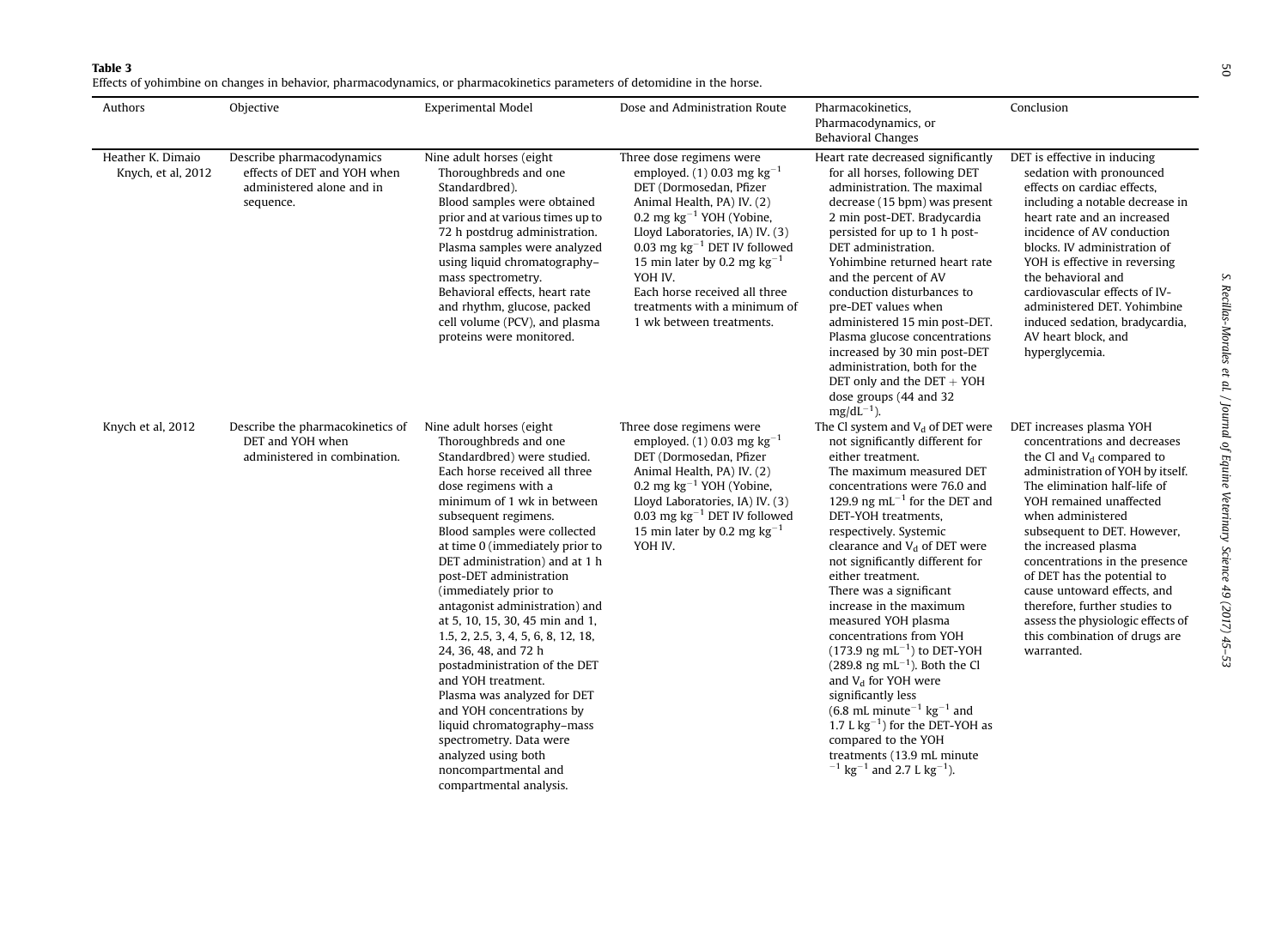**Table 3**

Effects of yohimbine on changes in behavior, pharmacodynamics, or pharmacokinetics parameters of detomidine in the horse.

| Authors | Objective | Experimental Model | Dose and Administration Route | Pharmacokinetics, Pharmacodynamics, or Behavioral Changes | Conclusion |
|---|---|---|---|---|---|
| Heather K. Dimaio Knych, et al, 2012 | Describe pharmacodynamics effects of DET and YOH when administered alone and in sequence. | Nine adult horses (eight Thoroughbreds and one Standardbred). Blood samples were obtained prior and at various times up to 72 h postdrug administration. Plasma samples were analyzed using liquid chromatography–mass spectrometry. Behavioral effects, heart rate and rhythm, glucose, packed cell volume (PCV), and plasma proteins were monitored. | Three dose regimens were employed. (1) 0.03 mg $kg^{-1}$ DET (Dormosedan, Pfizer Animal Health, PA) IV. (2) 0.2 mg $kg^{-1}$ YOH (Yobine, Lloyd Laboratories, IA) IV. (3) 0.03 mg $kg^{-1}$ DET IV followed 15 min later by 0.2 mg $kg^{-1}$ YOH IV. Each horse received all three treatments with a minimum of 1 wk between treatments. | Heart rate decreased significantly for all horses, following DET administration. The maximal decrease (15 bpm) was present 2 min post-DET. Bradycardia persisted for up to 1 h post-DET administration. Yohimbine returned heart rate and the percent of AV conduction disturbances to pre-DET values when administered 15 min post-DET. Plasma glucose concentrations increased by 30 min post-DET administration, both for the DET only and the DET + YOH dose groups (44 and 32 $mg/dL^{-1}$). | DET is effective in inducing sedation with pronounced effects on cardiac effects, including a notable decrease in heart rate and an increased incidence of AV conduction blocks. IV administration of YOH is effective in reversing the behavioral and cardiovascular effects of IV-administered DET. Yohimbine induced sedation, bradycardia, AV heart block, and hyperglycemia. |
| Knych et al, 2012 | Describe the pharmacokinetics of DET and YOH when administered in combination. | Nine adult horses (eight Thoroughbreds and one Standardbred) were studied. Each horse received all three dose regimens with a minimum of 1 wk in between subsequent regimens. Blood samples were collected at time 0 (immediately prior to DET administration) and at 1 h post-DET administration (immediately prior to antagonist administration) and at 5, 10, 15, 30, 45 min and 1, 1.5, 2, 2.5, 3, 4, 5, 6, 8, 12, 18, 24, 36, 48, and 72 h postadministration of the DET and YOH treatment. Plasma was analyzed for DET and YOH concentrations by liquid chromatography–mass spectrometry. Data were analyzed using both noncompartmental and compartmental analysis. | Three dose regimens were employed. (1) 0.03 mg $kg^{-1}$ DET (Dormosedan, Pfizer Animal Health, PA) IV. (2) 0.2 mg $kg^{-1}$ YOH (Yobine, Lloyd Laboratories, IA) IV. (3) 0.03 mg $kg^{-1}$ DET IV followed 15 min later by 0.2 mg $kg^{-1}$ YOH IV. | The Cl system and $V_d$ of DET were not significantly different for either treatment. The maximum measured DET concentrations were 76.0 and 129.9 ng $mL^{-1}$ for the DET and DET-YOH treatments, respectively. Systemic clearance and $V_d$ of DET were not significantly different for either treatment. There was a significant increase in the maximum measured YOH plasma concentrations from YOH (173.9 ng $mL^{-1}$) to DET-YOH (289.8 ng $mL^{-1}$). Both the Cl and $V_d$ for YOH were significantly less (6.8 mL $minute^{-1}$ $kg^{-1}$ and 1.7 L $kg^{-1}$) for the DET-YOH as compared to the YOH treatments (13.9 mL $minute^{-1}$ $kg^{-1}$ and 2.7 L $kg^{-1}$). | DET increases plasma YOH concentrations and decreases the Cl and $V_d$ compared to administration of YOH by itself. The elimination half-life of YOH remained unaffected when administered subsequent to DET. However, the increased plasma concentrations in the presence of DET has the potential to cause untoward effects, and therefore, further studies to assess the physiologic effects of this combination of drugs are warranted. |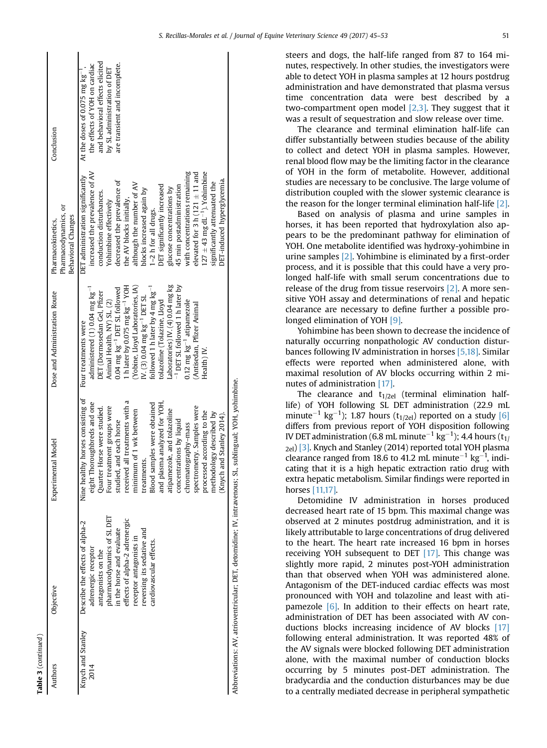**Table 3** (*continued*)

| Authors | Objective | Experimental Model | Dose and Administration Route | Pharmacokinetics, Pharmacodynamics, or Behavioral Changes | Conclusion |
| --- | --- | --- | --- | --- | --- |
| Knych and Stanley 2014 | Describe the effects of alpha-2 adrenergic receptor antagonists on the pharmacodynamics of SL DET in the horse and evaluate effects of alpha-2 adrenergic receptor antagonists in reversing its sedative and cardiovascular effects. | Nine healthy horses consisting of eight Thoroughbreds and one Quarter Horse were studied. Four treatment groups were studied, and each horse received all treatments with a minimum of 1 wk between treatments. Blood samples were obtained and plasma analyzed for YOH, atipamezole, and tolazoline concentrations by liquid chromatography–mass spectrometry. Samples were processed according to the methodology described by (Knych and Stanley 2014). | Four treatments were administered (1) 0.04 mg $kg^{-1}$ DET (Dormosedan Gel, Pfizer Animal Health, NY) SL. (2) 0.04 mg $kg^{-1}$ DET SL followed 1 h later by 0.075 mg $kg^{-1}$ YOH (Yobine, Lloyd Laboratories, IA) IV. (3) 0.04 mg $kg^{-1}$ DET SL followed 1 h later by 4 mg $kg^{-1}$ tolazoline (Tolazine, Lloyd Laboratories) IV. (4) 0.04 mg $kg^{-1}$ DET SL followed 1 h later by 0.12 mg $kg^{-1}$ atipamezole (Antisedan, Pfizer Animal Health) IV. | DET administration significantly increased the prevalence of AV conduction disturbances. Yohimbine effectively decreased the prevalence of the AV blocks initially, although the number of AV blocks increased again by 1–2 h for all drugs. DET significantly increased glucose concentrations by 45 min postadministration with concentrations remaining elevated for 3 h (121 ± 11 and 127 ± 43 mg $dL^{-1}$). Yohimbine significantly attenuated the DET-induced hyperglycemia. | At the doses of 0.075 mg $kg^{-1}$, the effects of YOH on cardiac and behavioral effects elicited by SL administration of DET are transient and incomplete. |

Abbreviations: AV, atrioventricular; DET, detomidine; IV, intravenous; SL, sublingual; YOH, yohimbine.

steers and dogs, the half-life ranged from 87 to 164 minutes, respectively. In other studies, the investigators were able to detect YOH in plasma samples at 12 hours postdrug administration and have demonstrated that plasma versus time concentration data were best described by a two-compartment open model [2,3]. They suggest that it was a result of sequestration and slow release over time.

The clearance and terminal elimination half-life can differ substantially between studies because of the ability to collect and detect YOH in plasma samples. However, renal blood flow may be the limiting factor in the clearance of YOH in the form of metabolite. However, additional studies are necessary to be conclusive. The large volume of distribution coupled with the slower systemic clearance is the reason for the longer terminal elimination half-life [2].

Based on analysis of plasma and urine samples in horses, it has been reported that hydroxylation also appears to be the predominant pathway for elimination of YOH. One metabolite identified was hydroxy-yohimbine in urine samples [2]. Yohimbine is eliminated by a first-order process, and it is possible that this could have a very prolonged half-life with small serum concentrations due to release of the drug from tissue reservoirs [2]. A more sensitive YOH assay and determinations of renal and hepatic clearance are necessary to define further a possible prolonged elimination of YOH [9].

Yohimbine has been shown to decrease the incidence of naturally occurring nonpathologic AV conduction disturbances following IV administration in horses [5,18]. Similar effects were reported when administered alone, with maximal resolution of AV blocks occurring within 2 minutes of administration [17].

The clearance and $t_{1/2el}$ (terminal elimination half-life) of YOH following SL DET administration (22.9 mL $minute^{-1}$ $kg^{-1}$); 1.87 hours ($t_{1/2el}$) reported on a study [6] differs from previous report of YOH disposition following IV DET administration (6.8 mL $minute^{-1}$ $kg^{-1}$); 4.4 hours ($t_{1/2el}$) [3]. Knych and Stanley (2014) reported total YOH plasma clearance ranged from 18.6 to 41.2 mL $minute^{-1}$ $kg^{-1}$, indicating that it is a high hepatic extraction ratio drug with extra hepatic metabolism. Similar findings were reported in horses [11,17].

Detomidine IV administration in horses produced decreased heart rate of 15 bpm. This maximal change was observed at 2 minutes postdrug administration, and it is likely attributable to large concentrations of drug delivered to the heart. The heart rate increased 16 bpm in horses receiving YOH subsequent to DET [17]. This change was slightly more rapid, 2 minutes post-YOH administration than that observed when YOH was administered alone. Antagonism of the DET-induced cardiac effects was most pronounced with YOH and tolazoline and least with atipamezole [6]. In addition to their effects on heart rate, administration of DET has been associated with AV conductions blocks increasing incidence of AV blocks [17] following enteral administration. It was reported 48% of the AV signals were blocked following DET administration alone, with the maximal number of conduction blocks occurring by 5 minutes post-DET administration. The bradycardia and the conduction disturbances may be due to a centrally mediated decrease in peripheral sympathetic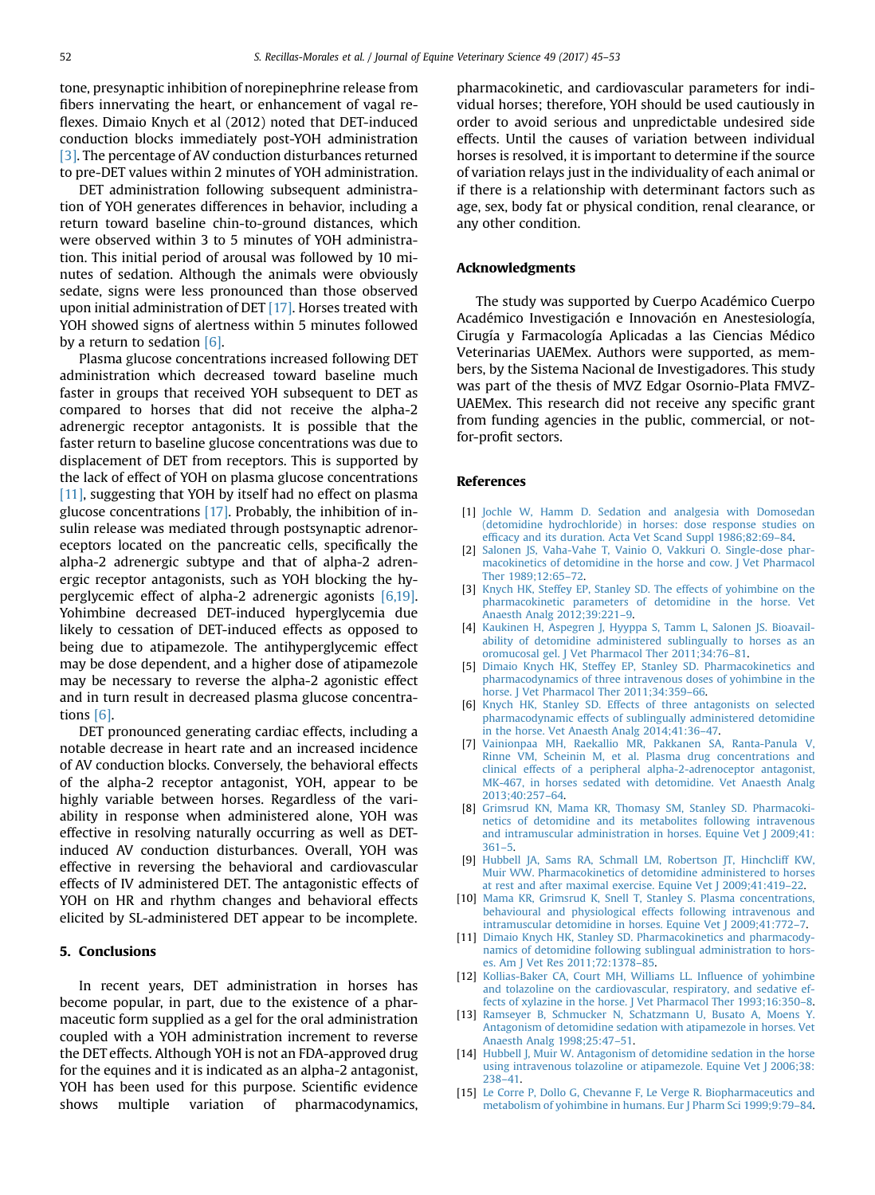tone, presynaptic inhibition of norepinephrine release from fibers innervating the heart, or enhancement of vagal reflexes. Dimaio Knych et al (2012) noted that DET-induced conduction blocks immediately post-YOH administration [3]. The percentage of AV conduction disturbances returned to pre-DET values within 2 minutes of YOH administration.

DET administration following subsequent administration of YOH generates differences in behavior, including a return toward baseline chin-to-ground distances, which were observed within 3 to 5 minutes of YOH administration. This initial period of arousal was followed by 10 minutes of sedation. Although the animals were obviously sedate, signs were less pronounced than those observed upon initial administration of DET [17]. Horses treated with YOH showed signs of alertness within 5 minutes followed by a return to sedation [6].

Plasma glucose concentrations increased following DET administration which decreased toward baseline much faster in groups that received YOH subsequent to DET as compared to horses that did not receive the alpha-2 adrenergic receptor antagonists. It is possible that the faster return to baseline glucose concentrations was due to displacement of DET from receptors. This is supported by the lack of effect of YOH on plasma glucose concentrations [11], suggesting that YOH by itself had no effect on plasma glucose concentrations [17]. Probably, the inhibition of insulin release was mediated through postsynaptic adrenoreceptors located on the pancreatic cells, specifically the alpha-2 adrenergic subtype and that of alpha-2 adrenergic receptor antagonists, such as YOH blocking the hyperglycemic effect of alpha-2 adrenergic agonists [6,19]. Yohimbine decreased DET-induced hyperglycemia due likely to cessation of DET-induced effects as opposed to being due to atipamezole. The antihyperglycemic effect may be dose dependent, and a higher dose of atipamezole may be necessary to reverse the alpha-2 agonistic effect and in turn result in decreased plasma glucose concentrations [6].

DET pronounced generating cardiac effects, including a notable decrease in heart rate and an increased incidence of AV conduction blocks. Conversely, the behavioral effects of the alpha-2 receptor antagonist, YOH, appear to be highly variable between horses. Regardless of the variability in response when administered alone, YOH was effective in resolving naturally occurring as well as DET-induced AV conduction disturbances. Overall, YOH was effective in reversing the behavioral and cardiovascular effects of IV administered DET. The antagonistic effects of YOH on HR and rhythm changes and behavioral effects elicited by SL-administered DET appear to be incomplete.

## 5. Conclusions

In recent years, DET administration in horses has become popular, in part, due to the existence of a pharmaceutic form supplied as a gel for the oral administration coupled with a YOH administration increment to reverse the DET effects. Although YOH is not an FDA-approved drug for the equines and it is indicated as an alpha-2 antagonist, YOH has been used for this purpose. Scientific evidence shows multiple variation of pharmacodynamics, pharmacokinetic, and cardiovascular parameters for individual horses; therefore, YOH should be used cautiously in order to avoid serious and unpredictable undesired side effects. Until the causes of variation between individual horses is resolved, it is important to determine if the source of variation relays just in the individuality of each animal or if there is a relationship with determinant factors such as age, sex, body fat or physical condition, renal clearance, or any other condition.

## Acknowledgments

The study was supported by Cuerpo Académico Cuerpo Académico Investigación e Innovación en Anestesiología, Cirugía y Farmacología Aplicadas a las Ciencias Médico Veterinarias UAEMex. Authors were supported, as members, by the Sistema Nacional de Investigadores. This study was part of the thesis of MVZ Edgar Osornio-Plata FMVZ-UAEMex. This research did not receive any specific grant from funding agencies in the public, commercial, or not-for-profit sectors.

## References

[1] Jochle W, Hamm D. Sedation and analgesia with Domosedan (detomidine hydrochloride) in horses: dose response studies on efficacy and its duration. Acta Vet Scand Suppl 1986;82:69–84.

[2] Salonen JS, Vaha-Vahe T, Vainio O, Vakkuri O. Single-dose pharmacokinetics of detomidine in the horse and cow. J Vet Pharmacol Ther 1989;12:65–72.

[3] Knych HK, Steffey EP, Stanley SD. The effects of yohimbine on the pharmacokinetic parameters of detomidine in the horse. Vet Anaesth Analg 2012;39:221–9.

[4] Kaukinen H, Aspegren J, Hyyppa S, Tamm L, Salonen JS. Bioavailability of detomidine administered sublingually to horses as an oromucosal gel. J Vet Pharmacol Ther 2011;34:76–81.

[5] Dimaio Knych HK, Steffey EP, Stanley SD. Pharmacokinetics and pharmacodynamics of three intravenous doses of yohimbine in the horse. J Vet Pharmacol Ther 2011;34:359–66.

[6] Knych HK, Stanley SD. Effects of three antagonists on selected pharmacodynamic effects of sublingually administered detomidine in the horse. Vet Anaesth Analg 2014;41:36–47.

[7] Vainionpaa MH, Raekallio MR, Pakkanen SA, Ranta-Panula V, Rinne VM, Scheinin M, et al. Plasma drug concentrations and clinical effects of a peripheral alpha-2-adrenoceptor antagonist, MK-467, in horses sedated with detomidine. Vet Anaesth Analg 2013;40:257–64.

[8] Grimsrud KN, Mama KR, Thomasy SM, Stanley SD. Pharmacokinetics of detomidine and its metabolites following intravenous and intramuscular administration in horses. Equine Vet J 2009;41:361–5.

[9] Hubbell JA, Sams RA, Schmall LM, Robertson JT, Hinchcliff KW, Muir WW. Pharmacokinetics of detomidine administered to horses at rest and after maximal exercise. Equine Vet J 2009;41:419–22.

[10] Mama KR, Grimsrud K, Snell T, Stanley S. Plasma concentrations, behavioural and physiological effects following intravenous and intramuscular detomidine in horses. Equine Vet J 2009;41:772–7.

[11] Dimaio Knych HK, Stanley SD. Pharmacokinetics and pharmacodynamics of detomidine following sublingual administration to horses. Am J Vet Res 2011;72:1378–85.

[12] Kollias-Baker CA, Court MH, Williams LL. Influence of yohimbine and tolazoline on the cardiovascular, respiratory, and sedative effects of xylazine in the horse. J Vet Pharmacol Ther 1993;16:350–8.

[13] Ramseyer B, Schmucker N, Schatzmann U, Busato A, Moens Y. Antagonism of detomidine sedation with atipamezole in horses. Vet Anaesth Analg 1998;25:47–51.

[14] Hubbell J, Muir W. Antagonism of detomidine sedation in the horse using intravenous tolazoline or atipamezole. Equine Vet J 2006;38:238–41.

[15] Le Corre P, Dollo G, Chevanne F, Le Verge R. Biopharmaceutics and metabolism of yohimbine in humans. Eur J Pharm Sci 1999;9:79–84.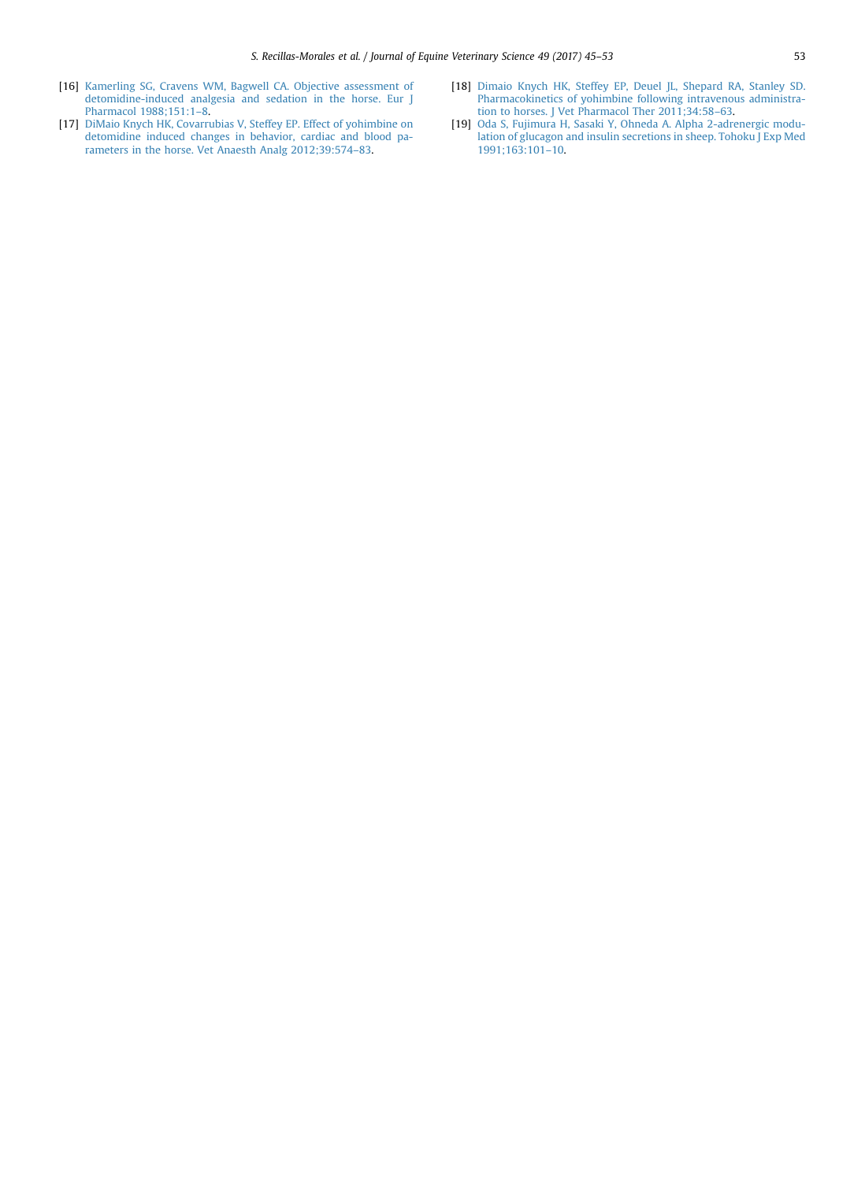[16] Kamerling SG, Cravens WM, Bagwell CA. Objective assessment of detomidine-induced analgesia and sedation in the horse. Eur J Pharmacol 1988;151:1–8.

[17] DiMaio Knych HK, Covarrubias V, Steffey EP. Effect of yohimbine on detomidine induced changes in behavior, cardiac and blood parameters in the horse. Vet Anaesth Analg 2012;39:574–83.

[18] Dimaio Knych HK, Steffey EP, Deuel JL, Shepard RA, Stanley SD. Pharmacokinetics of yohimbine following intravenous administration to horses. J Vet Pharmacol Ther 2011;34:58–63.

[19] Oda S, Fujimura H, Sasaki Y, Ohneda A. Alpha 2-adrenergic modulation of glucagon and insulin secretions in sheep. Tohoku J Exp Med 1991;163:101–10.